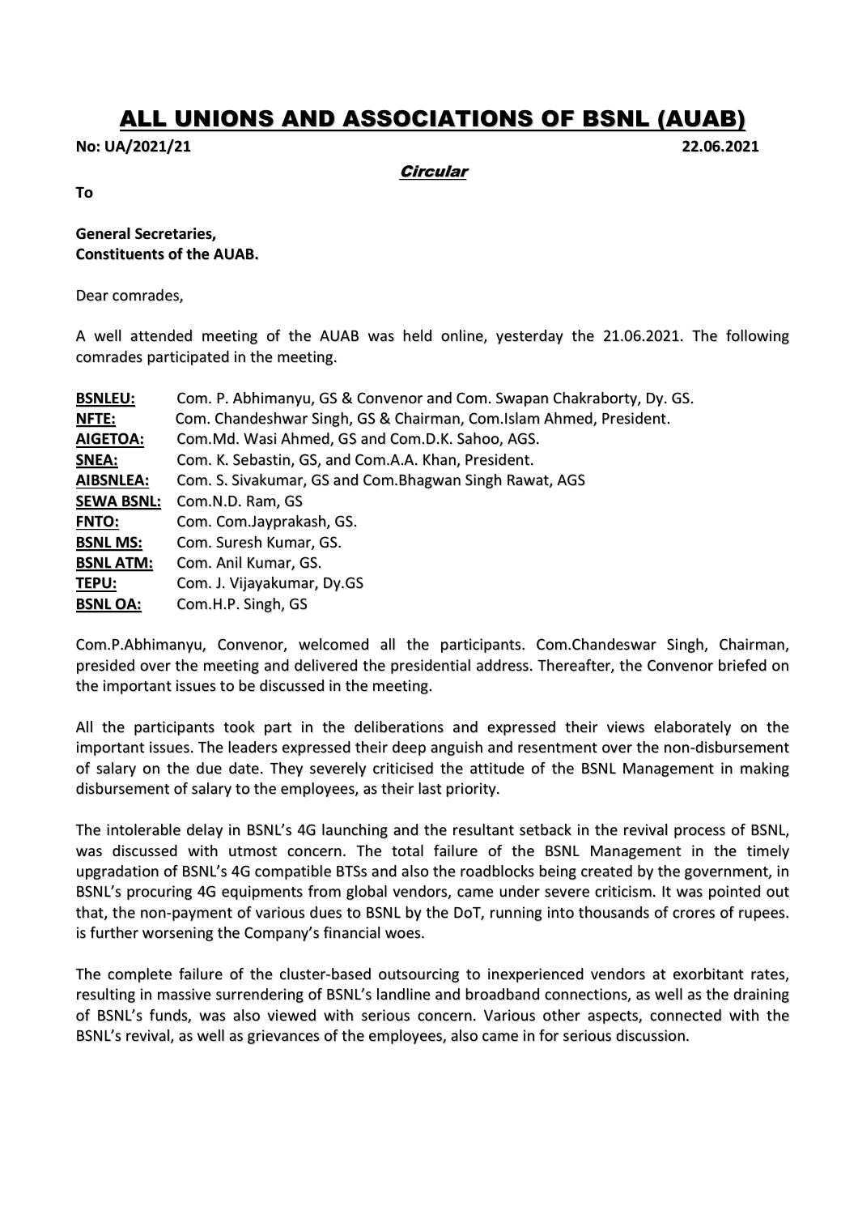# ALL UNIONS AND ASSOCIATIONS OF BSNL (AUAB)

**No: UA/2021/21** **22.06.2021**

***Circular***

**To**

**General Secretaries,**
**Constituents of the AUAB.**

Dear comrades,

A well attended meeting of the AUAB was held online, yesterday the 21.06.2021. The following comrades participated in the meeting.

**BSNLEU:** Com. P. Abhimanyu, GS & Convenor and Com. Swapan Chakraborty, Dy. GS.
**NFTE:** Com. Chandeshwar Singh, GS & Chairman, Com.Islam Ahmed, President.
**AIGETOA:** Com.Md. Wasi Ahmed, GS and Com.D.K. Sahoo, AGS.
**SNEA:** Com. K. Sebastin, GS, and Com.A.A. Khan, President.
**AIBSNLEA:** Com. S. Sivakumar, GS and Com.Bhagwan Singh Rawat, AGS
**SEWA BSNL:** Com.N.D. Ram, GS
**FNTO:** Com. Com.Jayprakash, GS.
**BSNL MS:** Com. Suresh Kumar, GS.
**BSNL ATM:** Com. Anil Kumar, GS.
**TEPU:** Com. J. Vijayakumar, Dy.GS
**BSNL OA:** Com.H.P. Singh, GS

Com.P.Abhimanyu, Convenor, welcomed all the participants. Com.Chandeswar Singh, Chairman, presided over the meeting and delivered the presidential address. Thereafter, the Convenor briefed on the important issues to be discussed in the meeting.

All the participants took part in the deliberations and expressed their views elaborately on the important issues. The leaders expressed their deep anguish and resentment over the non-disbursement of salary on the due date. They severely criticised the attitude of the BSNL Management in making disbursement of salary to the employees, as their last priority.

The intolerable delay in BSNL's 4G launching and the resultant setback in the revival process of BSNL, was discussed with utmost concern. The total failure of the BSNL Management in the timely upgradation of BSNL's 4G compatible BTSs and also the roadblocks being created by the government, in BSNL's procuring 4G equipments from global vendors, came under severe criticism. It was pointed out that, the non-payment of various dues to BSNL by the DoT, running into thousands of crores of rupees. is further worsening the Company's financial woes.

The complete failure of the cluster-based outsourcing to inexperienced vendors at exorbitant rates, resulting in massive surrendering of BSNL's landline and broadband connections, as well as the draining of BSNL's funds, was also viewed with serious concern. Various other aspects, connected with the BSNL's revival, as well as grievances of the employees, also came in for serious discussion.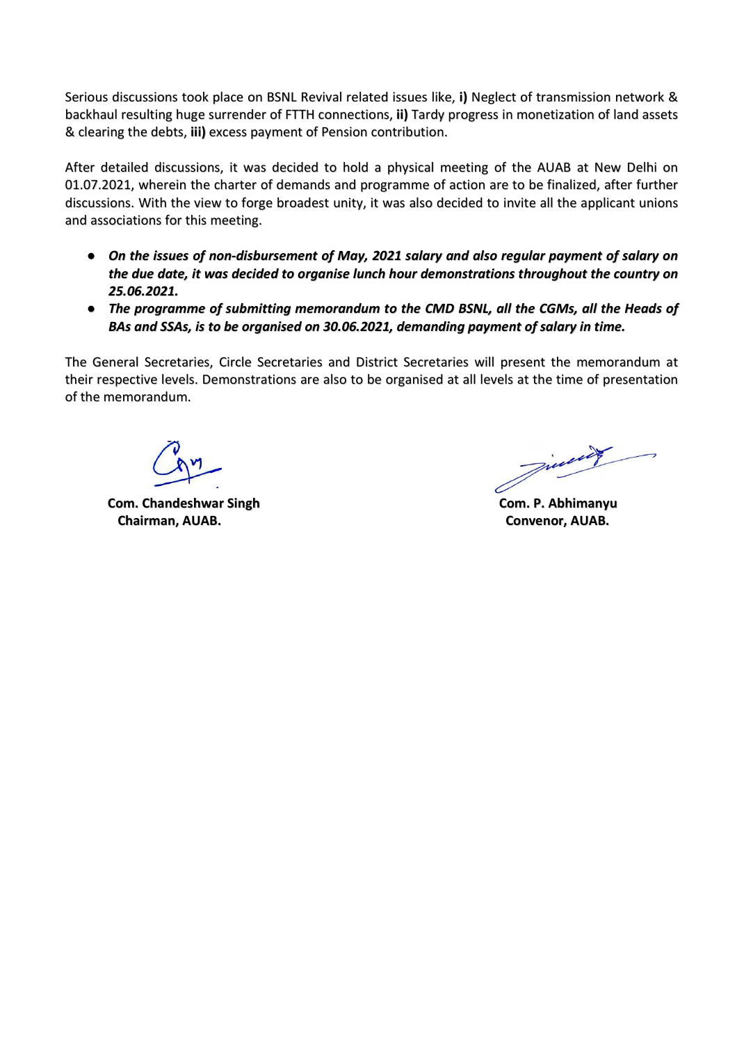Serious discussions took place on BSNL Revival related issues like, **i)** Neglect of transmission network & backhaul resulting huge surrender of FTTH connections, **ii)** Tardy progress in monetization of land assets & clearing the debts, **iii)** excess payment of Pension contribution.

After detailed discussions, it was decided to hold a physical meeting of the AUAB at New Delhi on 01.07.2021, wherein the charter of demands and programme of action are to be finalized, after further discussions. With the view to forge broadest unity, it was also decided to invite all the applicant unions and associations for this meeting.

- ***On the issues of non-disbursement of May, 2021 salary and also regular payment of salary on the due date, it was decided to organise lunch hour demonstrations throughout the country on 25.06.2021.***
- ***The programme of submitting memorandum to the CMD BSNL, all the CGMs, all the Heads of BAs and SSAs, is to be organised on 30.06.2021, demanding payment of salary in time.***

The General Secretaries, Circle Secretaries and District Secretaries will present the memorandum at their respective levels. Demonstrations are also to be organised at all levels at the time of presentation of the memorandum.

**Com. Chandeshwar Singh**
**Chairman, AUAB.**

**Com. P. Abhimanyu**
**Convenor, AUAB.**